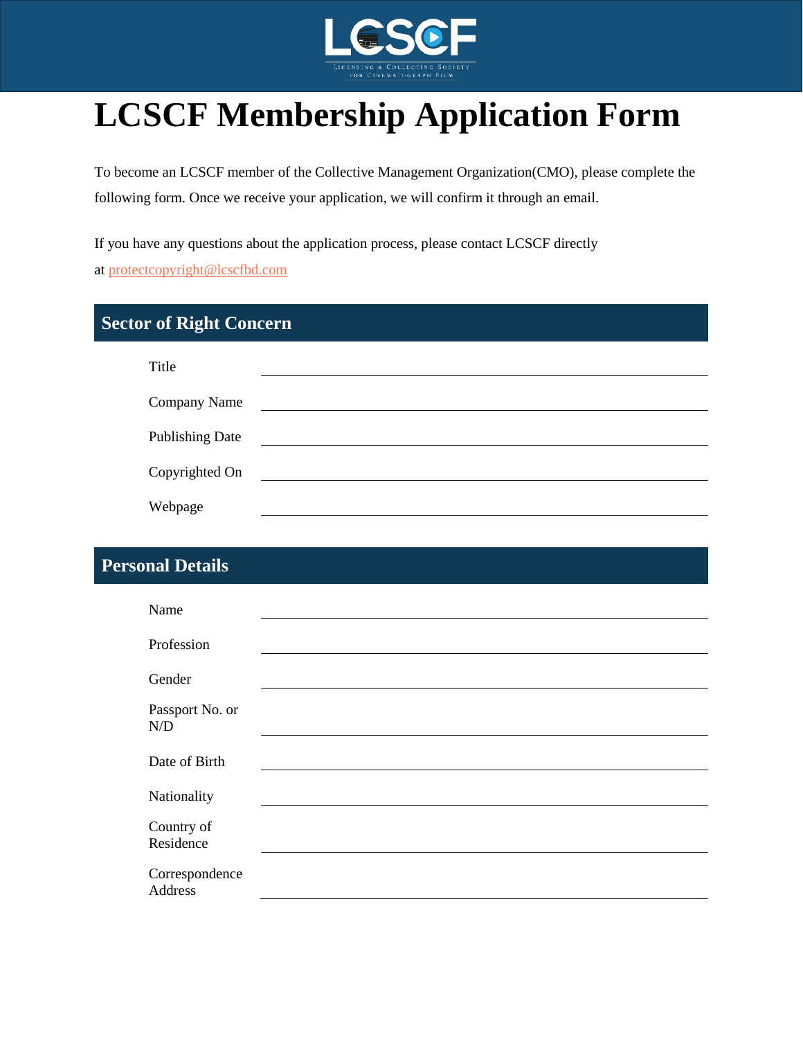# LCSCF Membership Application Form

To become an LCSCF member of the Collective Management Organization(CMO), please complete the following form. Once we receive your application, we will confirm it through an email.

If you have any questions about the application process, please contact LCSCF directly at protectcopyright@lcscfbd.com

## Sector of Right Concern

Title ______________________________

Company Name ______________________________

Publishing Date ______________________________

Copyrighted On ______________________________

Webpage ______________________________

## Personal Details

Name ______________________________

Profession ______________________________

Gender ______________________________

Passport No. or N/D ______________________________

Date of Birth ______________________________

Nationality ______________________________

Country of Residence ______________________________

Correspondence Address ______________________________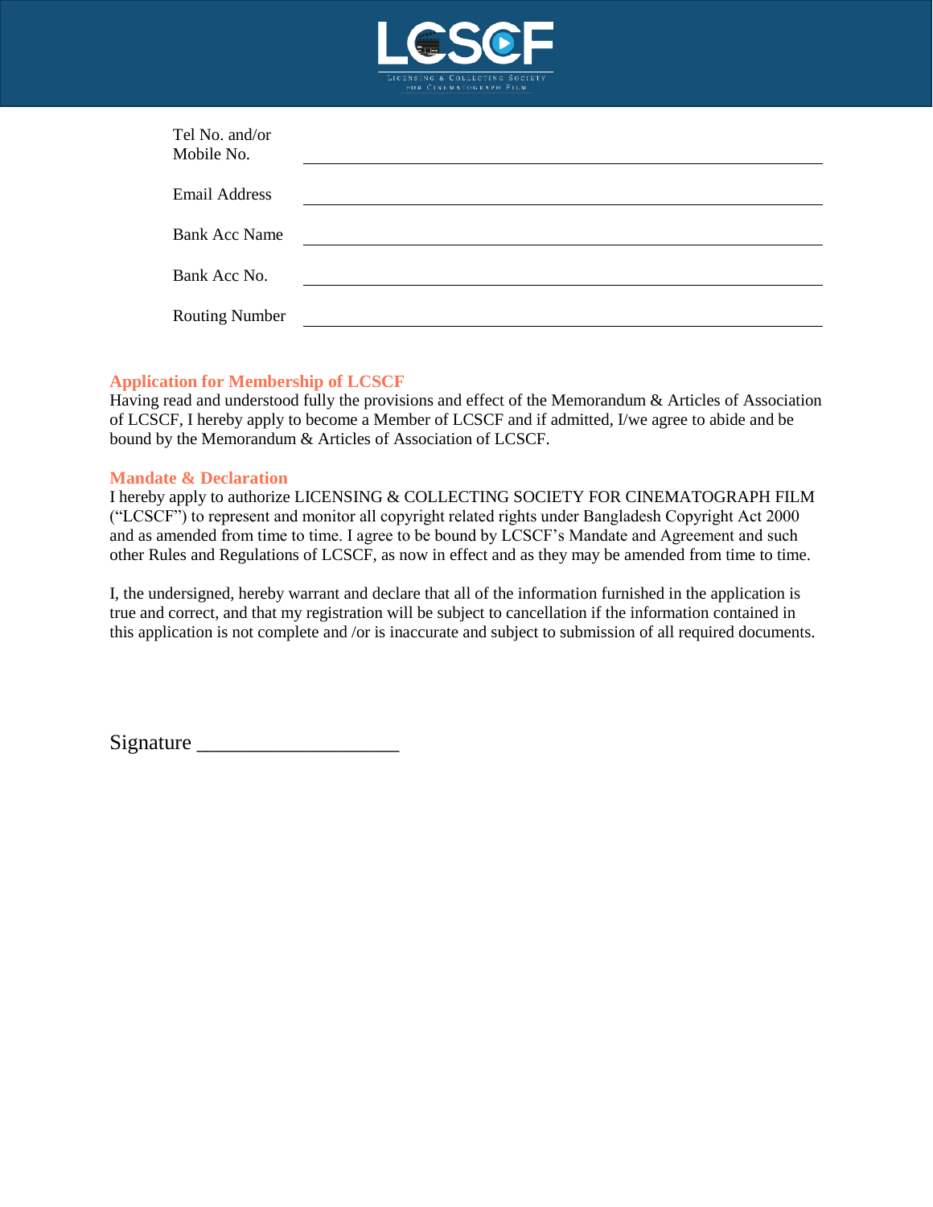Tel No. and/or Mobile No. ______________________________

Email Address ______________________________

Bank Acc Name ______________________________

Bank Acc No. ______________________________

Routing Number ______________________________

### Application for Membership of LCSCF

Having read and understood fully the provisions and effect of the Memorandum & Articles of Association of LCSCF, I hereby apply to become a Member of LCSCF and if admitted, I/we agree to abide and be bound by the Memorandum & Articles of Association of LCSCF.

### Mandate & Declaration

I hereby apply to authorize LICENSING & COLLECTING SOCIETY FOR CINEMATOGRAPH FILM ("LCSCF") to represent and monitor all copyright related rights under Bangladesh Copyright Act 2000 and as amended from time to time. I agree to be bound by LCSCF's Mandate and Agreement and such other Rules and Regulations of LCSCF, as now in effect and as they may be amended from time to time.

I, the undersigned, hereby warrant and declare that all of the information furnished in the application is true and correct, and that my registration will be subject to cancellation if the information contained in this application is not complete and /or is inaccurate and subject to submission of all required documents.

Signature ___________________